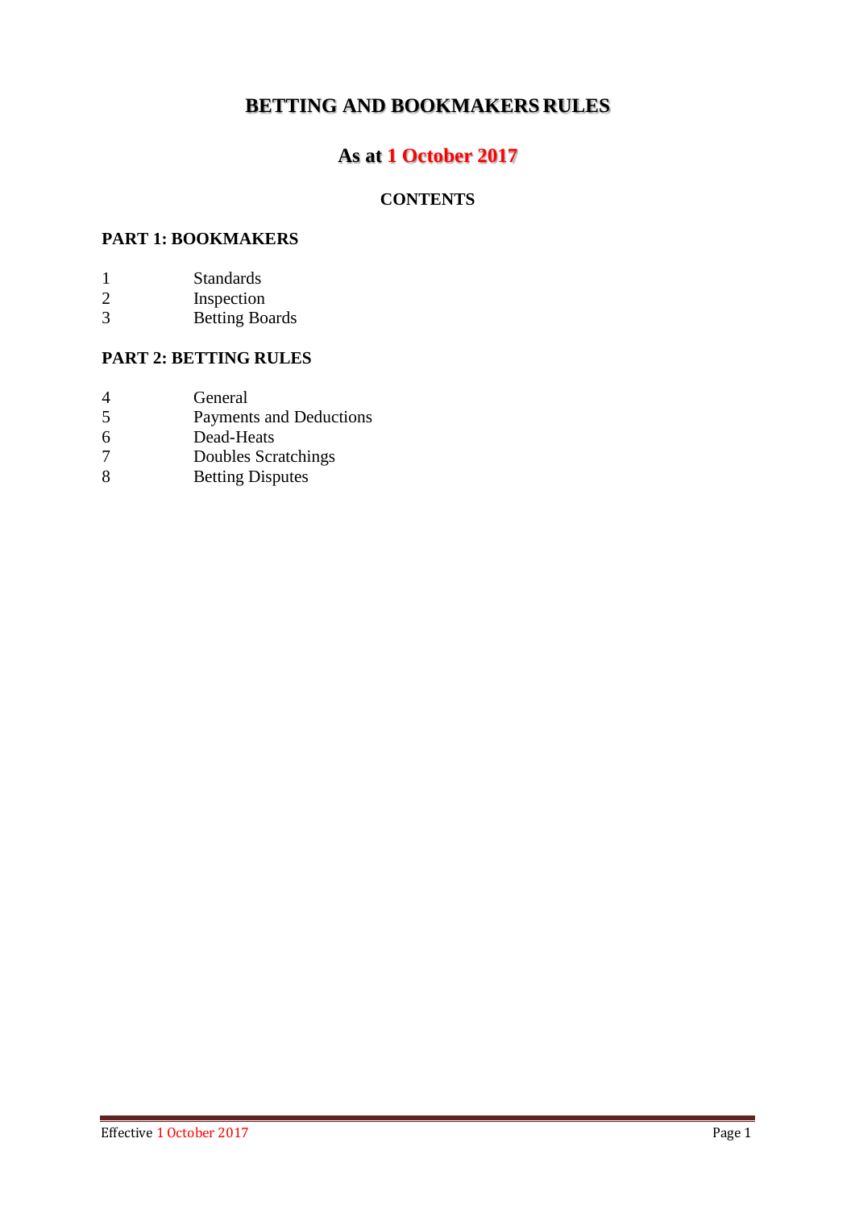# BETTING AND BOOKMAKERS RULES

## As at 1 October 2017

### CONTENTS

**PART 1: BOOKMAKERS**

1 Standards
2 Inspection
3 Betting Boards

**PART 2: BETTING RULES**

4 General
5 Payments and Deductions
6 Dead-Heats
7 Doubles Scratchings
8 Betting Disputes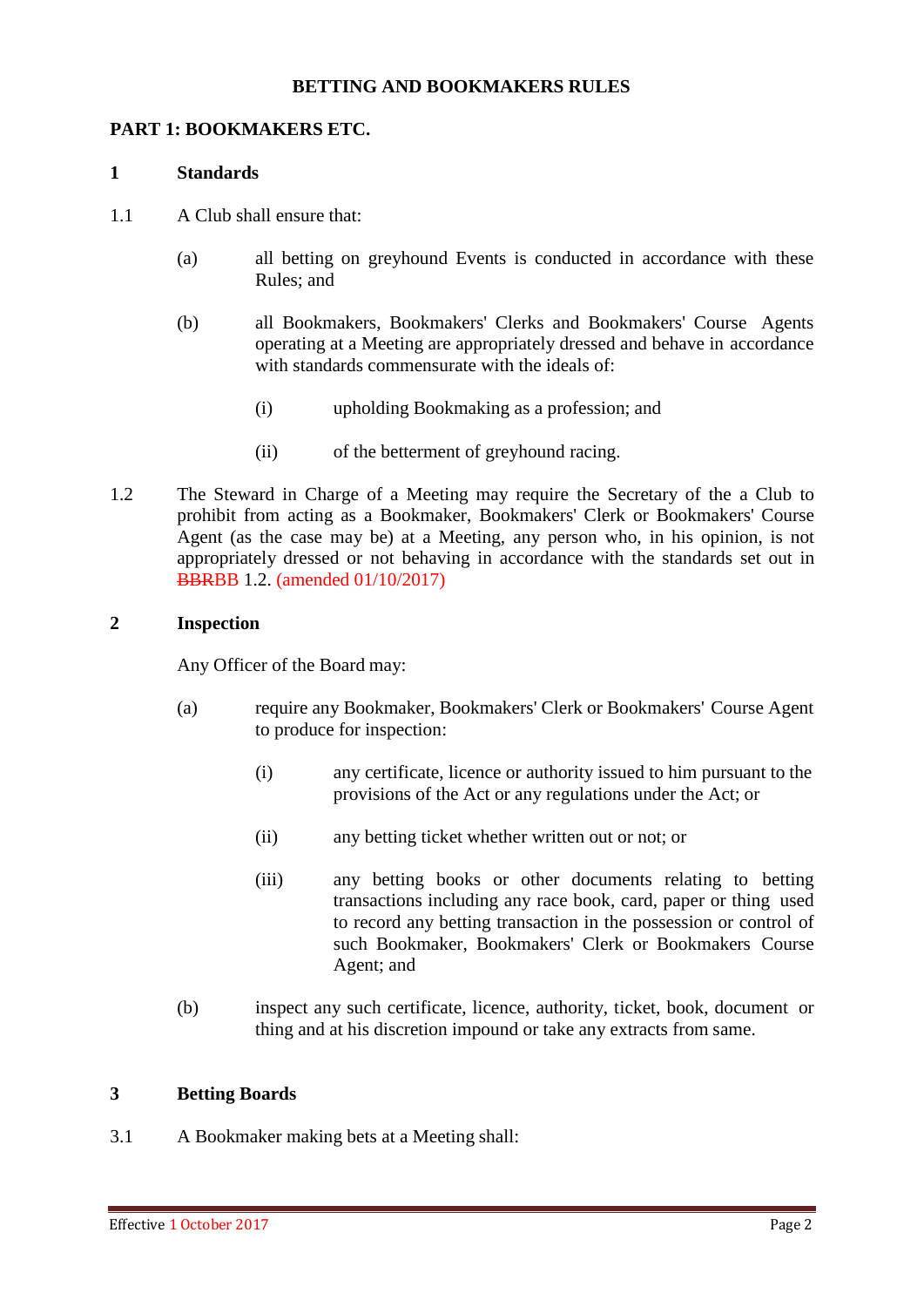**BETTING AND BOOKMAKERS RULES**

## PART 1: BOOKMAKERS ETC.

### 1 Standards

1.1 A Club shall ensure that:

(a) all betting on greyhound Events is conducted in accordance with these Rules; and

(b) all Bookmakers, Bookmakers' Clerks and Bookmakers' Course Agents operating at a Meeting are appropriately dressed and behave in accordance with standards commensurate with the ideals of:

(i) upholding Bookmaking as a profession; and

(ii) of the betterment of greyhound racing.

1.2 The Steward in Charge of a Meeting may require the Secretary of the a Club to prohibit from acting as a Bookmaker, Bookmakers' Clerk or Bookmakers' Course Agent (as the case may be) at a Meeting, any person who, in his opinion, is not appropriately dressed or not behaving in accordance with the standards set out in ~~BBR~~BB 1.2. (amended 01/10/2017)

### 2 Inspection

Any Officer of the Board may:

(a) require any Bookmaker, Bookmakers' Clerk or Bookmakers' Course Agent to produce for inspection:

(i) any certificate, licence or authority issued to him pursuant to the provisions of the Act or any regulations under the Act; or

(ii) any betting ticket whether written out or not; or

(iii) any betting books or other documents relating to betting transactions including any race book, card, paper or thing used to record any betting transaction in the possession or control of such Bookmaker, Bookmakers' Clerk or Bookmakers Course Agent; and

(b) inspect any such certificate, licence, authority, ticket, book, document or thing and at his discretion impound or take any extracts from same.

### 3 Betting Boards

3.1 A Bookmaker making bets at a Meeting shall: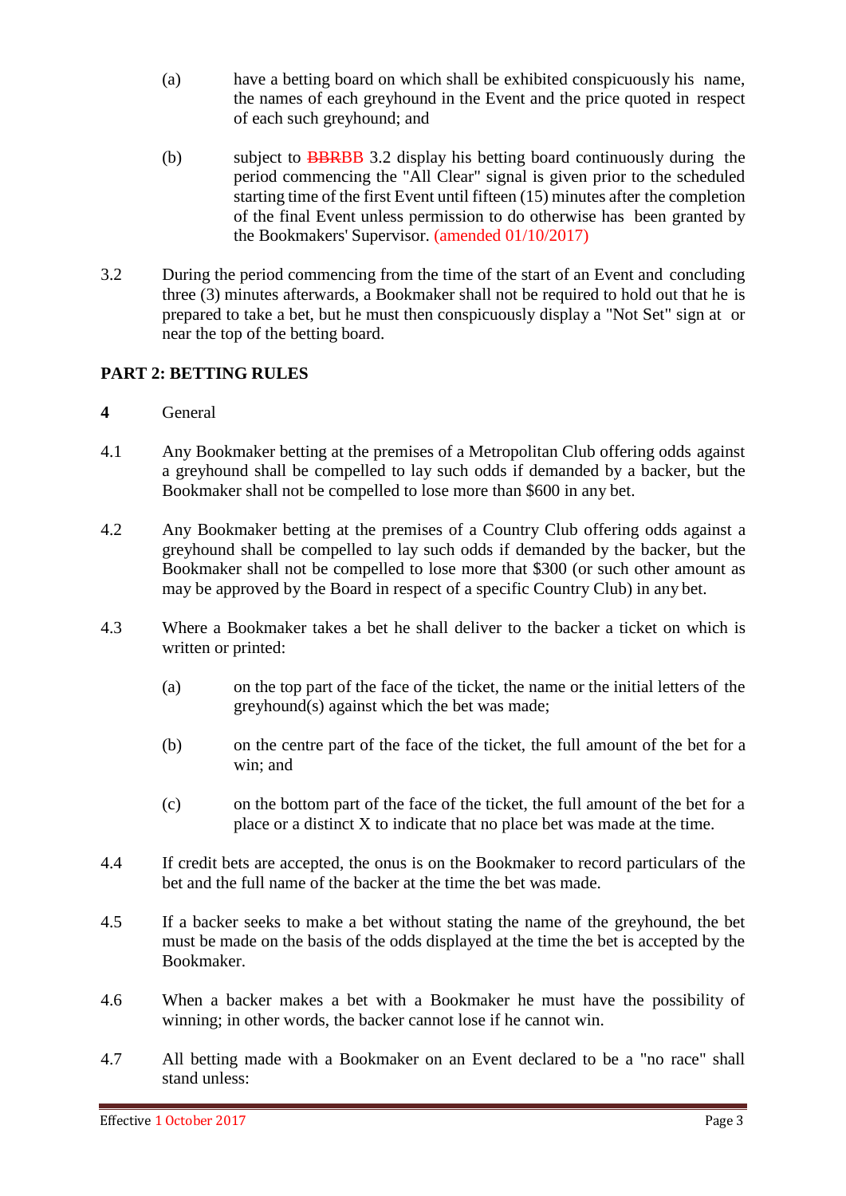(a) have a betting board on which shall be exhibited conspicuously his name, the names of each greyhound in the Event and the price quoted in respect of each such greyhound; and

(b) subject to ~~BBR~~BB 3.2 display his betting board continuously during the period commencing the "All Clear" signal is given prior to the scheduled starting time of the first Event until fifteen (15) minutes after the completion of the final Event unless permission to do otherwise has been granted by the Bookmakers' Supervisor. (amended 01/10/2017)

3.2 During the period commencing from the time of the start of an Event and concluding three (3) minutes afterwards, a Bookmaker shall not be required to hold out that he is prepared to take a bet, but he must then conspicuously display a "Not Set" sign at or near the top of the betting board.

## PART 2: BETTING RULES

**4** General

4.1 Any Bookmaker betting at the premises of a Metropolitan Club offering odds against a greyhound shall be compelled to lay such odds if demanded by a backer, but the Bookmaker shall not be compelled to lose more than $600 in any bet.

4.2 Any Bookmaker betting at the premises of a Country Club offering odds against a greyhound shall be compelled to lay such odds if demanded by the backer, but the Bookmaker shall not be compelled to lose more that $300 (or such other amount as may be approved by the Board in respect of a specific Country Club) in any bet.

4.3 Where a Bookmaker takes a bet he shall deliver to the backer a ticket on which is written or printed:

(a) on the top part of the face of the ticket, the name or the initial letters of the greyhound(s) against which the bet was made;

(b) on the centre part of the face of the ticket, the full amount of the bet for a win; and

(c) on the bottom part of the face of the ticket, the full amount of the bet for a place or a distinct X to indicate that no place bet was made at the time.

4.4 If credit bets are accepted, the onus is on the Bookmaker to record particulars of the bet and the full name of the backer at the time the bet was made.

4.5 If a backer seeks to make a bet without stating the name of the greyhound, the bet must be made on the basis of the odds displayed at the time the bet is accepted by the Bookmaker.

4.6 When a backer makes a bet with a Bookmaker he must have the possibility of winning; in other words, the backer cannot lose if he cannot win.

4.7 All betting made with a Bookmaker on an Event declared to be a "no race" shall stand unless: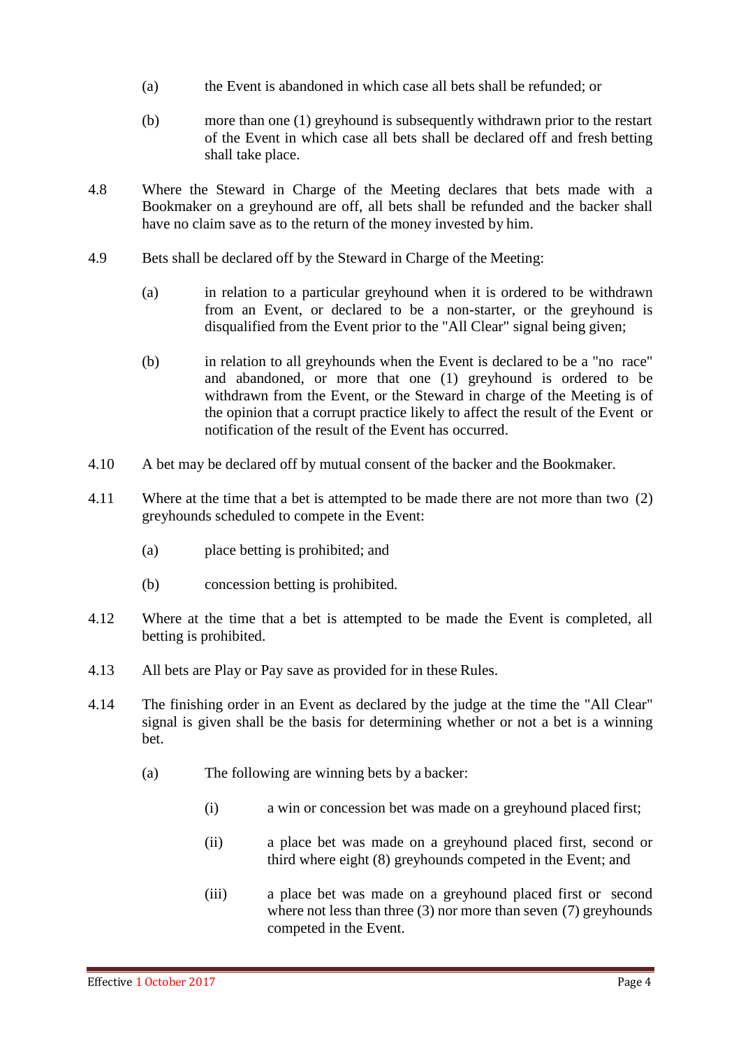(a) the Event is abandoned in which case all bets shall be refunded; or

(b) more than one (1) greyhound is subsequently withdrawn prior to the restart of the Event in which case all bets shall be declared off and fresh betting shall take place.

4.8 Where the Steward in Charge of the Meeting declares that bets made with a Bookmaker on a greyhound are off, all bets shall be refunded and the backer shall have no claim save as to the return of the money invested by him.

4.9 Bets shall be declared off by the Steward in Charge of the Meeting:

(a) in relation to a particular greyhound when it is ordered to be withdrawn from an Event, or declared to be a non-starter, or the greyhound is disqualified from the Event prior to the "All Clear" signal being given;

(b) in relation to all greyhounds when the Event is declared to be a "no race" and abandoned, or more that one (1) greyhound is ordered to be withdrawn from the Event, or the Steward in charge of the Meeting is of the opinion that a corrupt practice likely to affect the result of the Event or notification of the result of the Event has occurred.

4.10 A bet may be declared off by mutual consent of the backer and the Bookmaker.

4.11 Where at the time that a bet is attempted to be made there are not more than two (2) greyhounds scheduled to compete in the Event:

(a) place betting is prohibited; and

(b) concession betting is prohibited.

4.12 Where at the time that a bet is attempted to be made the Event is completed, all betting is prohibited.

4.13 All bets are Play or Pay save as provided for in these Rules.

4.14 The finishing order in an Event as declared by the judge at the time the "All Clear" signal is given shall be the basis for determining whether or not a bet is a winning bet.

(a) The following are winning bets by a backer:

(i) a win or concession bet was made on a greyhound placed first;

(ii) a place bet was made on a greyhound placed first, second or third where eight (8) greyhounds competed in the Event; and

(iii) a place bet was made on a greyhound placed first or second where not less than three (3) nor more than seven (7) greyhounds competed in the Event.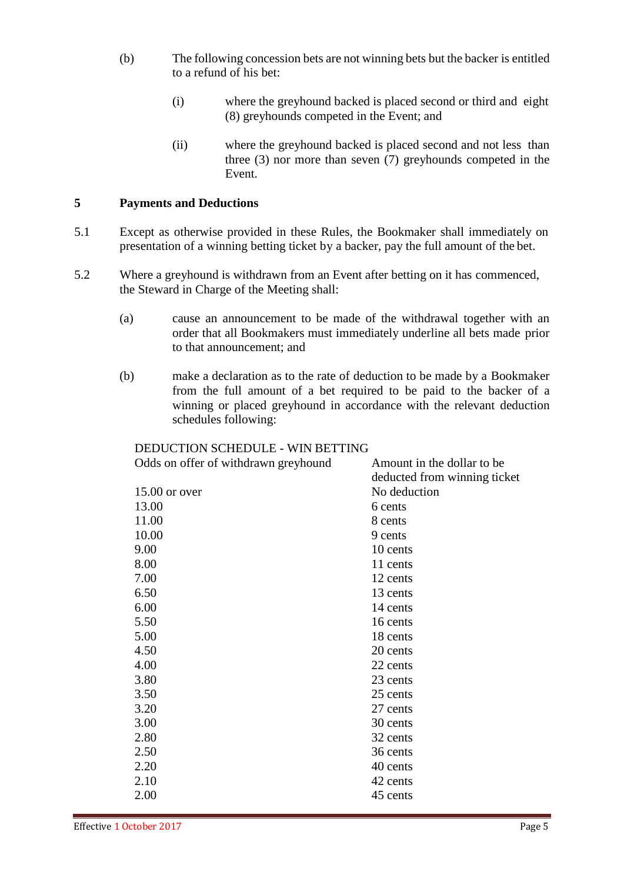(b) The following concession bets are not winning bets but the backer is entitled to a refund of his bet:

(i) where the greyhound backed is placed second or third and eight (8) greyhounds competed in the Event; and

(ii) where the greyhound backed is placed second and not less than three (3) nor more than seven (7) greyhounds competed in the Event.

## 5 Payments and Deductions

5.1 Except as otherwise provided in these Rules, the Bookmaker shall immediately on presentation of a winning betting ticket by a backer, pay the full amount of the bet.

5.2 Where a greyhound is withdrawn from an Event after betting on it has commenced, the Steward in Charge of the Meeting shall:

(a) cause an announcement to be made of the withdrawal together with an order that all Bookmakers must immediately underline all bets made prior to that announcement; and

(b) make a declaration as to the rate of deduction to be made by a Bookmaker from the full amount of a bet required to be paid to the backer of a winning or placed greyhound in accordance with the relevant deduction schedules following:

DEDUCTION SCHEDULE - WIN BETTING

| Odds on offer of withdrawn greyhound | Amount in the dollar to be deducted from winning ticket |
|---|---|
| 15.00 or over | No deduction |
| 13.00 | 6 cents |
| 11.00 | 8 cents |
| 10.00 | 9 cents |
| 9.00 | 10 cents |
| 8.00 | 11 cents |
| 7.00 | 12 cents |
| 6.50 | 13 cents |
| 6.00 | 14 cents |
| 5.50 | 16 cents |
| 5.00 | 18 cents |
| 4.50 | 20 cents |
| 4.00 | 22 cents |
| 3.80 | 23 cents |
| 3.50 | 25 cents |
| 3.20 | 27 cents |
| 3.00 | 30 cents |
| 2.80 | 32 cents |
| 2.50 | 36 cents |
| 2.20 | 40 cents |
| 2.10 | 42 cents |
| 2.00 | 45 cents |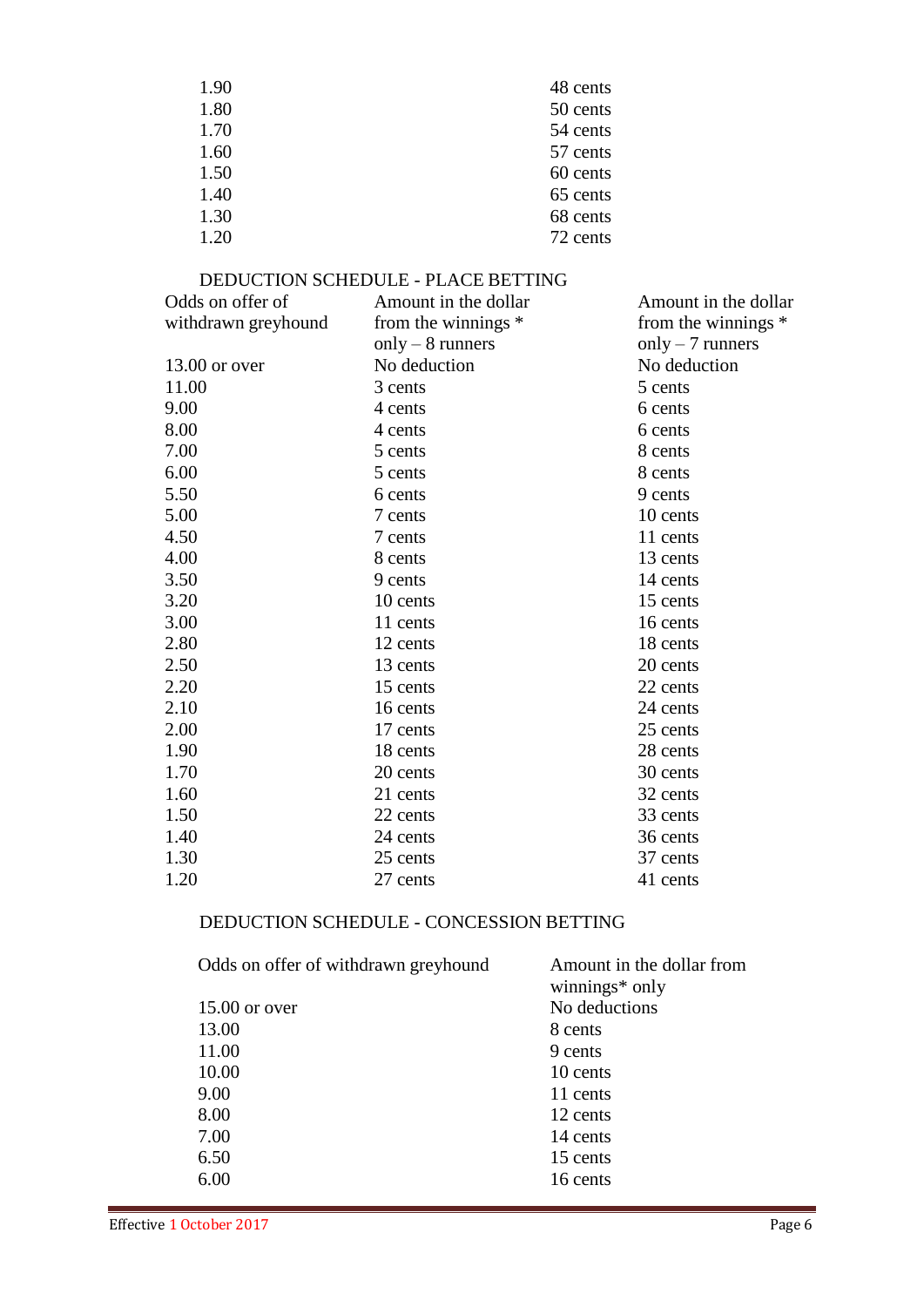| | |
|---|---|
| 1.90 | 48 cents |
| 1.80 | 50 cents |
| 1.70 | 54 cents |
| 1.60 | 57 cents |
| 1.50 | 60 cents |
| 1.40 | 65 cents |
| 1.30 | 68 cents |
| 1.20 | 72 cents |

DEDUCTION SCHEDULE - PLACE BETTING

| Odds on offer of withdrawn greyhound | Amount in the dollar from the winnings * only – 8 runners | Amount in the dollar from the winnings * only – 7 runners |
|---|---|---|
| 13.00 or over | No deduction | No deduction |
| 11.00 | 3 cents | 5 cents |
| 9.00 | 4 cents | 6 cents |
| 8.00 | 4 cents | 6 cents |
| 7.00 | 5 cents | 8 cents |
| 6.00 | 5 cents | 8 cents |
| 5.50 | 6 cents | 9 cents |
| 5.00 | 7 cents | 10 cents |
| 4.50 | 7 cents | 11 cents |
| 4.00 | 8 cents | 13 cents |
| 3.50 | 9 cents | 14 cents |
| 3.20 | 10 cents | 15 cents |
| 3.00 | 11 cents | 16 cents |
| 2.80 | 12 cents | 18 cents |
| 2.50 | 13 cents | 20 cents |
| 2.20 | 15 cents | 22 cents |
| 2.10 | 16 cents | 24 cents |
| 2.00 | 17 cents | 25 cents |
| 1.90 | 18 cents | 28 cents |
| 1.70 | 20 cents | 30 cents |
| 1.60 | 21 cents | 32 cents |
| 1.50 | 22 cents | 33 cents |
| 1.40 | 24 cents | 36 cents |
| 1.30 | 25 cents | 37 cents |
| 1.20 | 27 cents | 41 cents |

DEDUCTION SCHEDULE - CONCESSION BETTING

| Odds on offer of withdrawn greyhound | Amount in the dollar from winnings* only |
|---|---|
| 15.00 or over | No deductions |
| 13.00 | 8 cents |
| 11.00 | 9 cents |
| 10.00 | 10 cents |
| 9.00 | 11 cents |
| 8.00 | 12 cents |
| 7.00 | 14 cents |
| 6.50 | 15 cents |
| 6.00 | 16 cents |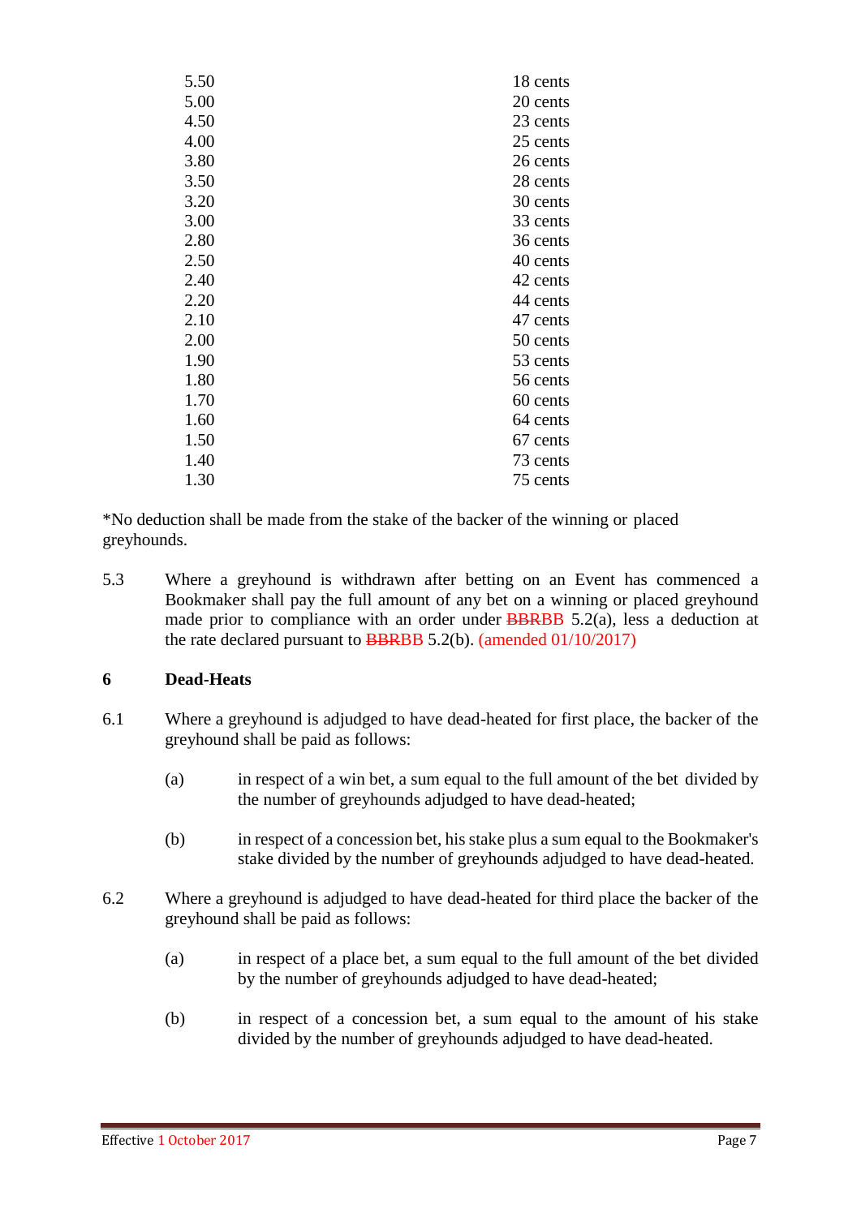| | |
|---|---|
| 5.50 | 18 cents |
| 5.00 | 20 cents |
| 4.50 | 23 cents |
| 4.00 | 25 cents |
| 3.80 | 26 cents |
| 3.50 | 28 cents |
| 3.20 | 30 cents |
| 3.00 | 33 cents |
| 2.80 | 36 cents |
| 2.50 | 40 cents |
| 2.40 | 42 cents |
| 2.20 | 44 cents |
| 2.10 | 47 cents |
| 2.00 | 50 cents |
| 1.90 | 53 cents |
| 1.80 | 56 cents |
| 1.70 | 60 cents |
| 1.60 | 64 cents |
| 1.50 | 67 cents |
| 1.40 | 73 cents |
| 1.30 | 75 cents |

*No deduction shall be made from the stake of the backer of the winning or placed greyhounds.

5.3 Where a greyhound is withdrawn after betting on an Event has commenced a Bookmaker shall pay the full amount of any bet on a winning or placed greyhound made prior to compliance with an order under ~~BBR~~BB 5.2(a), less a deduction at the rate declared pursuant to ~~BBR~~BB 5.2(b). (amended 01/10/2017)

## 6 Dead-Heats

6.1 Where a greyhound is adjudged to have dead-heated for first place, the backer of the greyhound shall be paid as follows:

(a) in respect of a win bet, a sum equal to the full amount of the bet divided by the number of greyhounds adjudged to have dead-heated;

(b) in respect of a concession bet, his stake plus a sum equal to the Bookmaker's stake divided by the number of greyhounds adjudged to have dead-heated.

6.2 Where a greyhound is adjudged to have dead-heated for third place the backer of the greyhound shall be paid as follows:

(a) in respect of a place bet, a sum equal to the full amount of the bet divided by the number of greyhounds adjudged to have dead-heated;

(b) in respect of a concession bet, a sum equal to the amount of his stake divided by the number of greyhounds adjudged to have dead-heated.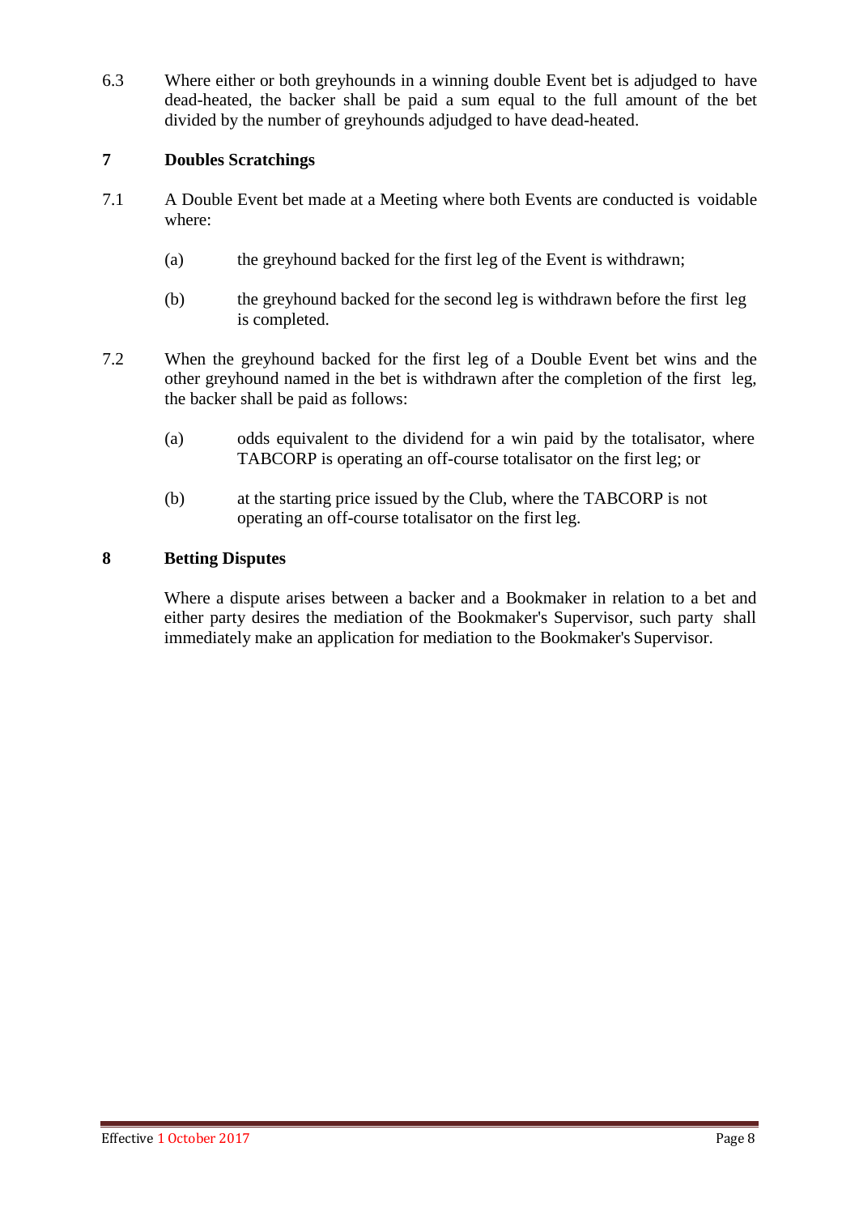6.3 Where either or both greyhounds in a winning double Event bet is adjudged to have dead-heated, the backer shall be paid a sum equal to the full amount of the bet divided by the number of greyhounds adjudged to have dead-heated.

## 7 Doubles Scratchings

7.1 A Double Event bet made at a Meeting where both Events are conducted is voidable where:

(a) the greyhound backed for the first leg of the Event is withdrawn;

(b) the greyhound backed for the second leg is withdrawn before the first leg is completed.

7.2 When the greyhound backed for the first leg of a Double Event bet wins and the other greyhound named in the bet is withdrawn after the completion of the first leg, the backer shall be paid as follows:

(a) odds equivalent to the dividend for a win paid by the totalisator, where TABCORP is operating an off-course totalisator on the first leg; or

(b) at the starting price issued by the Club, where the TABCORP is not operating an off-course totalisator on the first leg.

## 8 Betting Disputes

Where a dispute arises between a backer and a Bookmaker in relation to a bet and either party desires the mediation of the Bookmaker's Supervisor, such party shall immediately make an application for mediation to the Bookmaker's Supervisor.